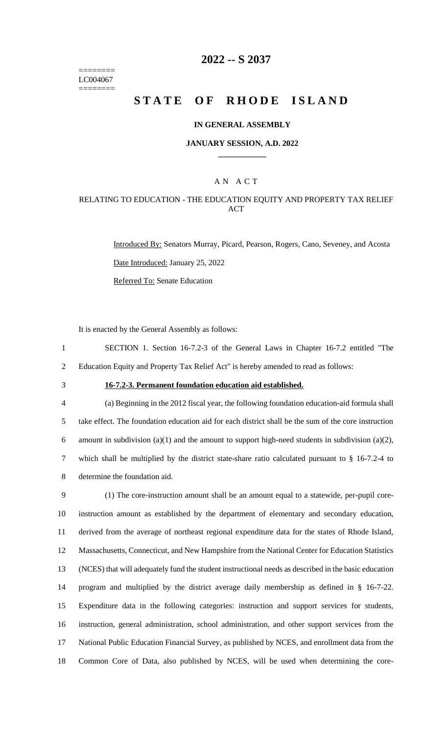========
LC004067
========

# 2022 -- S 2037

# STATE OF RHODE ISLAND

## IN GENERAL ASSEMBLY

### JANUARY SESSION, A.D. 2022

---

AN ACT

RELATING TO EDUCATION - THE EDUCATION EQUITY AND PROPERTY TAX RELIEF ACT

Introduced By: Senators Murray, Picard, Pearson, Rogers, Cano, Seveney, and Acosta

Date Introduced: January 25, 2022

Referred To: Senate Education

It is enacted by the General Assembly as follows:

1 SECTION 1. Section 16-7.2-3 of the General Laws in Chapter 16-7.2 entitled "The
2 Education Equity and Property Tax Relief Act" is hereby amended to read as follows:

3 **16-7.2-3. Permanent foundation education aid established.**

4 (a) Beginning in the 2012 fiscal year, the following foundation education-aid formula shall
5 take effect. The foundation education aid for each district shall be the sum of the core instruction
6 amount in subdivision (a)(1) and the amount to support high-need students in subdivision (a)(2),
7 which shall be multiplied by the district state-share ratio calculated pursuant to § 16-7.2-4 to
8 determine the foundation aid.

9 (1) The core-instruction amount shall be an amount equal to a statewide, per-pupil core-
10 instruction amount as established by the department of elementary and secondary education,
11 derived from the average of northeast regional expenditure data for the states of Rhode Island,
12 Massachusetts, Connecticut, and New Hampshire from the National Center for Education Statistics
13 (NCES) that will adequately fund the student instructional needs as described in the basic education
14 program and multiplied by the district average daily membership as defined in § 16-7-22.
15 Expenditure data in the following categories: instruction and support services for students,
16 instruction, general administration, school administration, and other support services from the
17 National Public Education Financial Survey, as published by NCES, and enrollment data from the
18 Common Core of Data, also published by NCES, will be used when determining the core-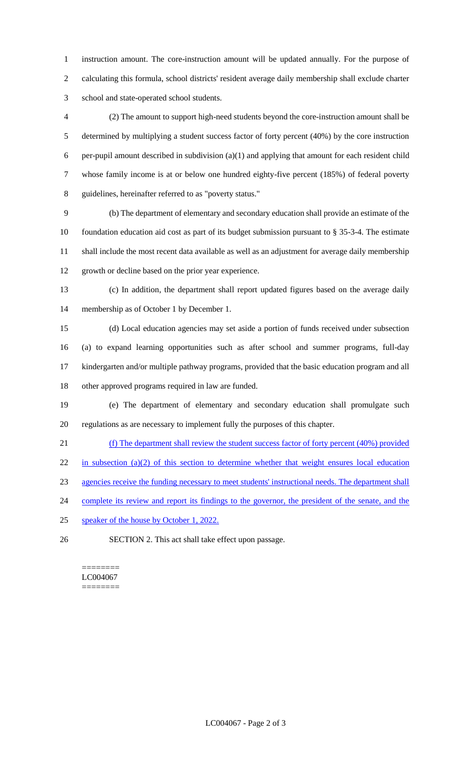instruction amount. The core-instruction amount will be updated annually. For the purpose of calculating this formula, school districts' resident average daily membership shall exclude charter school and state-operated school students.

(2) The amount to support high-need students beyond the core-instruction amount shall be determined by multiplying a student success factor of forty percent (40%) by the core instruction per-pupil amount described in subdivision (a)(1) and applying that amount for each resident child whose family income is at or below one hundred eighty-five percent (185%) of federal poverty guidelines, hereinafter referred to as "poverty status."

(b) The department of elementary and secondary education shall provide an estimate of the foundation education aid cost as part of its budget submission pursuant to § 35-3-4. The estimate shall include the most recent data available as well as an adjustment for average daily membership growth or decline based on the prior year experience.

(c) In addition, the department shall report updated figures based on the average daily membership as of October 1 by December 1.

(d) Local education agencies may set aside a portion of funds received under subsection (a) to expand learning opportunities such as after school and summer programs, full-day kindergarten and/or multiple pathway programs, provided that the basic education program and all other approved programs required in law are funded.

(e) The department of elementary and secondary education shall promulgate such regulations as are necessary to implement fully the purposes of this chapter.

(f) The department shall review the student success factor of forty percent (40%) provided in subsection (a)(2) of this section to determine whether that weight ensures local education agencies receive the funding necessary to meet students' instructional needs. The department shall complete its review and report its findings to the governor, the president of the senate, and the speaker of the house by October 1, 2022.

SECTION 2. This act shall take effect upon passage.

========
LC004067
========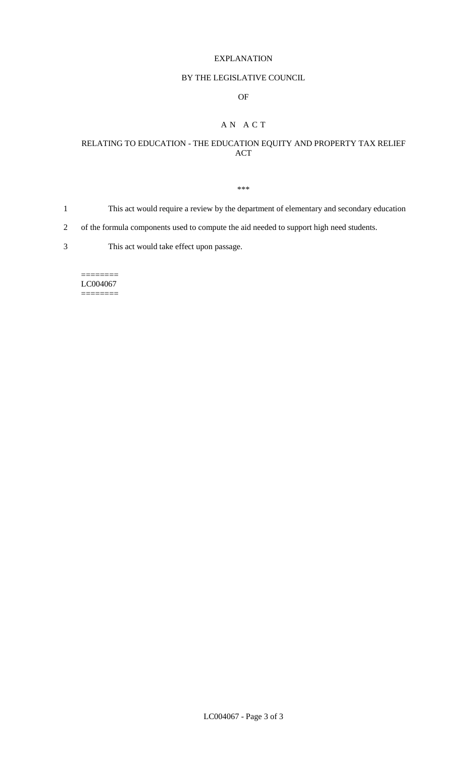EXPLANATION

BY THE LEGISLATIVE COUNCIL

OF

A N A C T

RELATING TO EDUCATION - THE EDUCATION EQUITY AND PROPERTY TAX RELIEF ACT

\*\*\*

1 This act would require a review by the department of elementary and secondary education
2 of the formula components used to compute the aid needed to support high need students.
3 This act would take effect upon passage.

========
LC004067
========